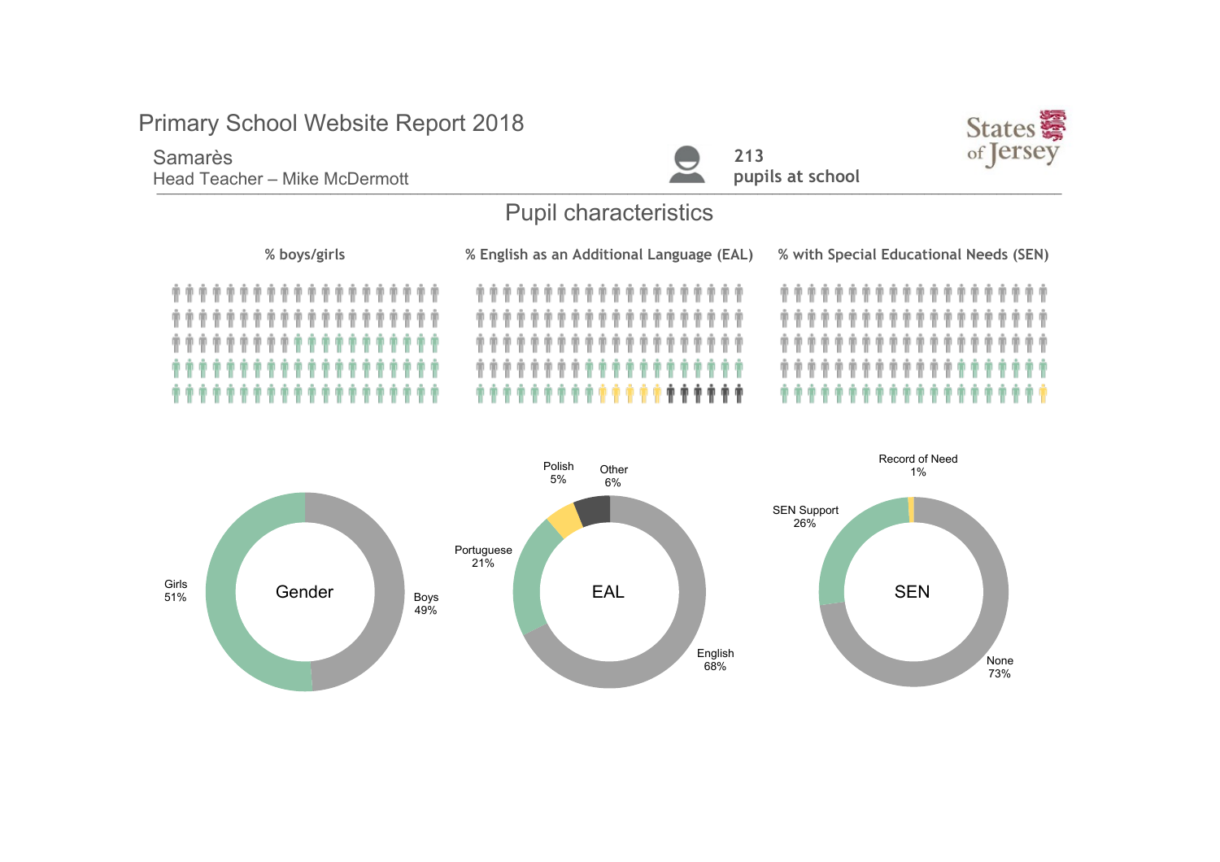# Primary School Website Report 2018

Samarès
Head Teacher – Mike McDermott

213
pupils at school

States of Jersey

## Pupil characteristics

### % boys/girls

Gender

Girls 51%

Boys 49%

### % English as an Additional Language (EAL)

EAL

Polish 5%

Other 6%

Portuguese 21%

English 68%

### % with Special Educational Needs (SEN)

SEN

Record of Need 1%

SEN Support 26%

None 73%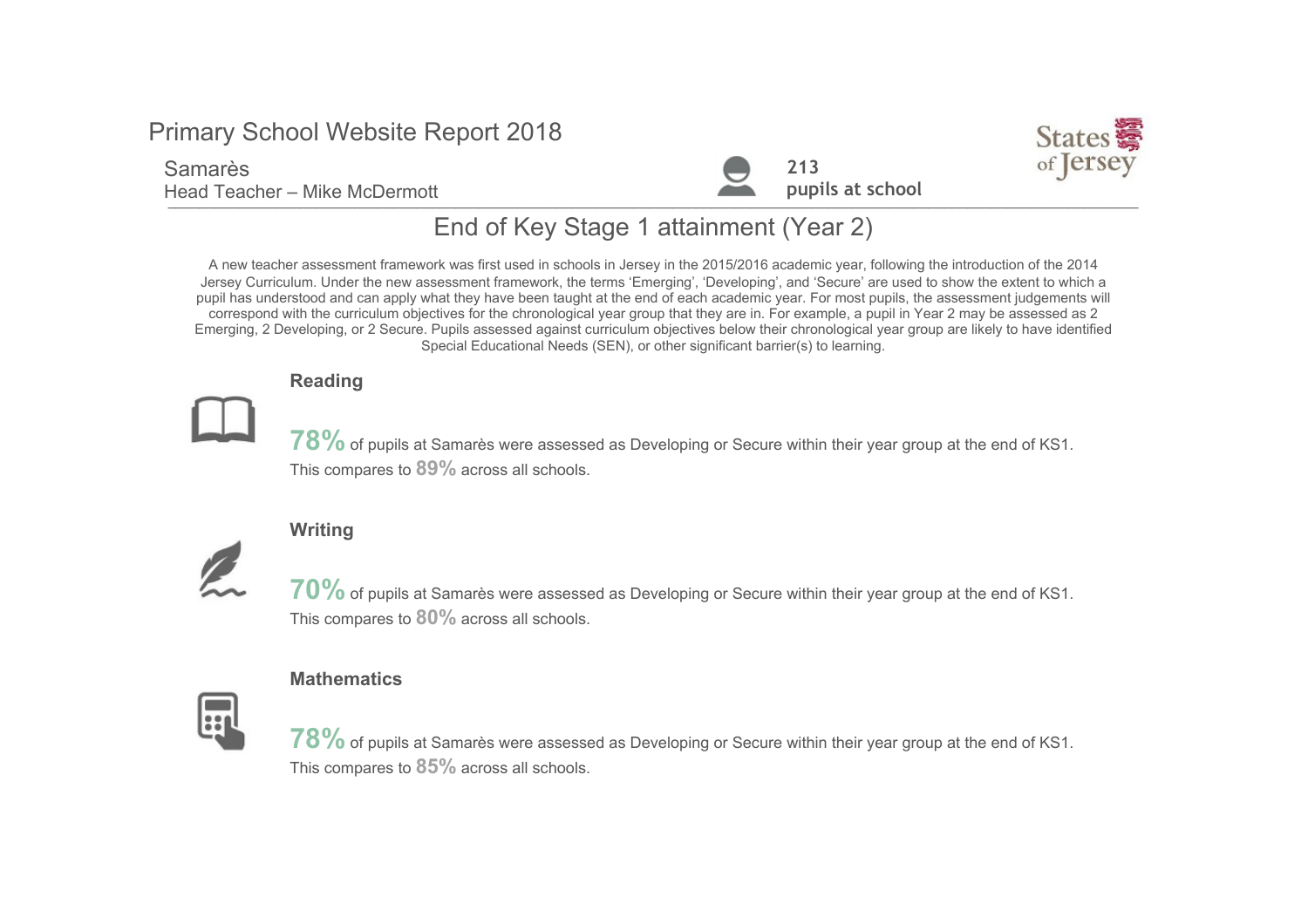# Primary School Website Report 2018

Samarès
Head Teacher – Mike McDermott

**213**
**pupils at school**

States of Jersey

## End of Key Stage 1 attainment (Year 2)

A new teacher assessment framework was first used in schools in Jersey in the 2015/2016 academic year, following the introduction of the 2014 Jersey Curriculum. Under the new assessment framework, the terms 'Emerging', 'Developing', and 'Secure' are used to show the extent to which a pupil has understood and can apply what they have been taught at the end of each academic year. For most pupils, the assessment judgements will correspond with the curriculum objectives for the chronological year group that they are in. For example, a pupil in Year 2 may be assessed as 2 Emerging, 2 Developing, or 2 Secure. Pupils assessed against curriculum objectives below their chronological year group are likely to have identified Special Educational Needs (SEN), or other significant barrier(s) to learning.

### Reading

**78%** of pupils at Samarès were assessed as Developing or Secure within their year group at the end of KS1.
This compares to **89%** across all schools.

### Writing

**70%** of pupils at Samarès were assessed as Developing or Secure within their year group at the end of KS1.
This compares to **80%** across all schools.

### Mathematics

**78%** of pupils at Samarès were assessed as Developing or Secure within their year group at the end of KS1.
This compares to **85%** across all schools.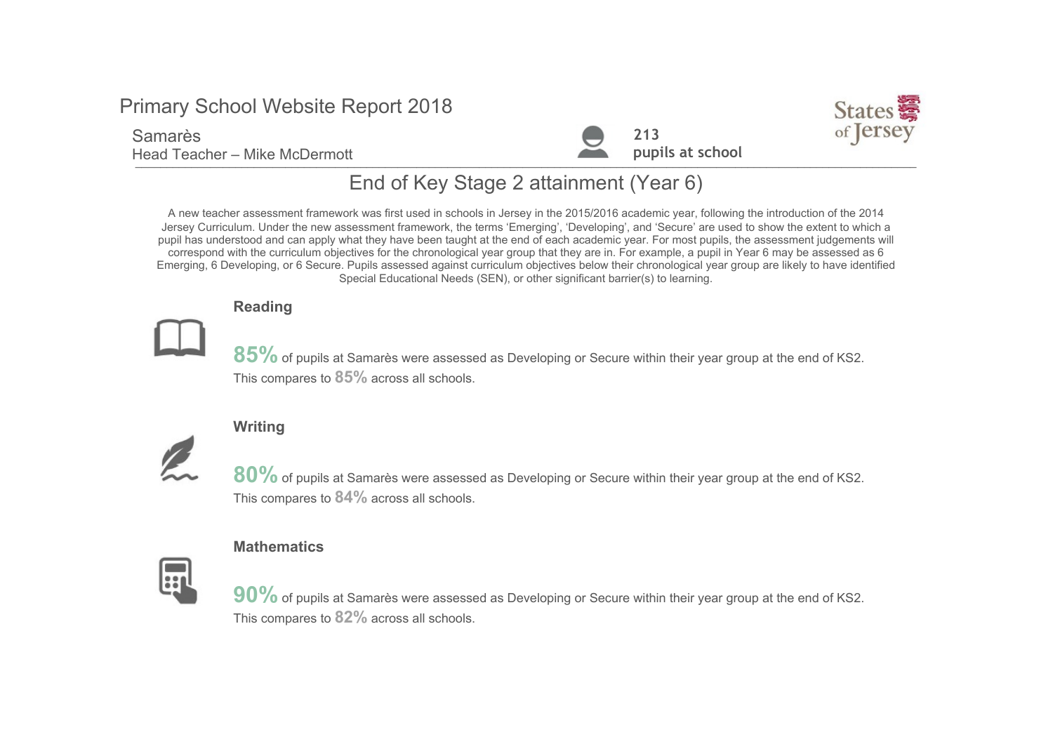# Primary School Website Report 2018

Samarès
Head Teacher – Mike McDermott

**213**
**pupils at school**

States of Jersey

## End of Key Stage 2 attainment (Year 6)

A new teacher assessment framework was first used in schools in Jersey in the 2015/2016 academic year, following the introduction of the 2014 Jersey Curriculum. Under the new assessment framework, the terms 'Emerging', 'Developing', and 'Secure' are used to show the extent to which a pupil has understood and can apply what they have been taught at the end of each academic year. For most pupils, the assessment judgements will correspond with the curriculum objectives for the chronological year group that they are in. For example, a pupil in Year 6 may be assessed as 6 Emerging, 6 Developing, or 6 Secure. Pupils assessed against curriculum objectives below their chronological year group are likely to have identified Special Educational Needs (SEN), or other significant barrier(s) to learning.

### Reading

**85%** of pupils at Samarès were assessed as Developing or Secure within their year group at the end of KS2.
This compares to **85%** across all schools.

### Writing

**80%** of pupils at Samarès were assessed as Developing or Secure within their year group at the end of KS2.
This compares to **84%** across all schools.

### Mathematics

**90%** of pupils at Samarès were assessed as Developing or Secure within their year group at the end of KS2.
This compares to **82%** across all schools.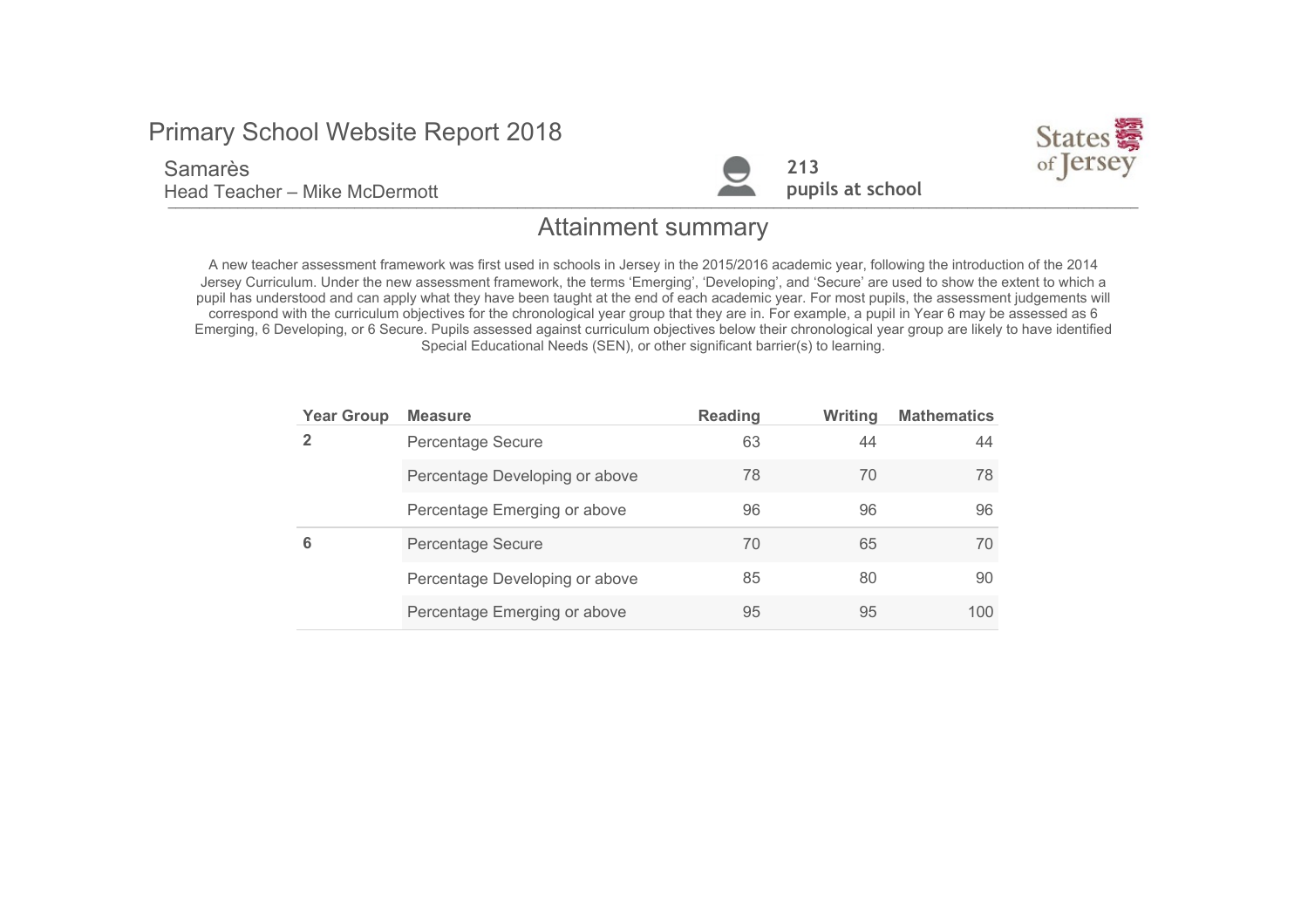# Primary School Website Report 2018

Samarès

Head Teacher – Mike McDermott

**213**
**pupils at school**

## Attainment summary

A new teacher assessment framework was first used in schools in Jersey in the 2015/2016 academic year, following the introduction of the 2014 Jersey Curriculum. Under the new assessment framework, the terms 'Emerging', 'Developing', and 'Secure' are used to show the extent to which a pupil has understood and can apply what they have been taught at the end of each academic year. For most pupils, the assessment judgements will correspond with the curriculum objectives for the chronological year group that they are in. For example, a pupil in Year 6 may be assessed as 6 Emerging, 6 Developing, or 6 Secure. Pupils assessed against curriculum objectives below their chronological year group are likely to have identified Special Educational Needs (SEN), or other significant barrier(s) to learning.

| Year Group | Measure | Reading | Writing | Mathematics |
|---|---|---|---|---|
| 2 | Percentage Secure | 63 | 44 | 44 |
| | Percentage Developing or above | 78 | 70 | 78 |
| | Percentage Emerging or above | 96 | 96 | 96 |
| 6 | Percentage Secure | 70 | 65 | 70 |
| | Percentage Developing or above | 85 | 80 | 90 |
| | Percentage Emerging or above | 95 | 95 | 100 |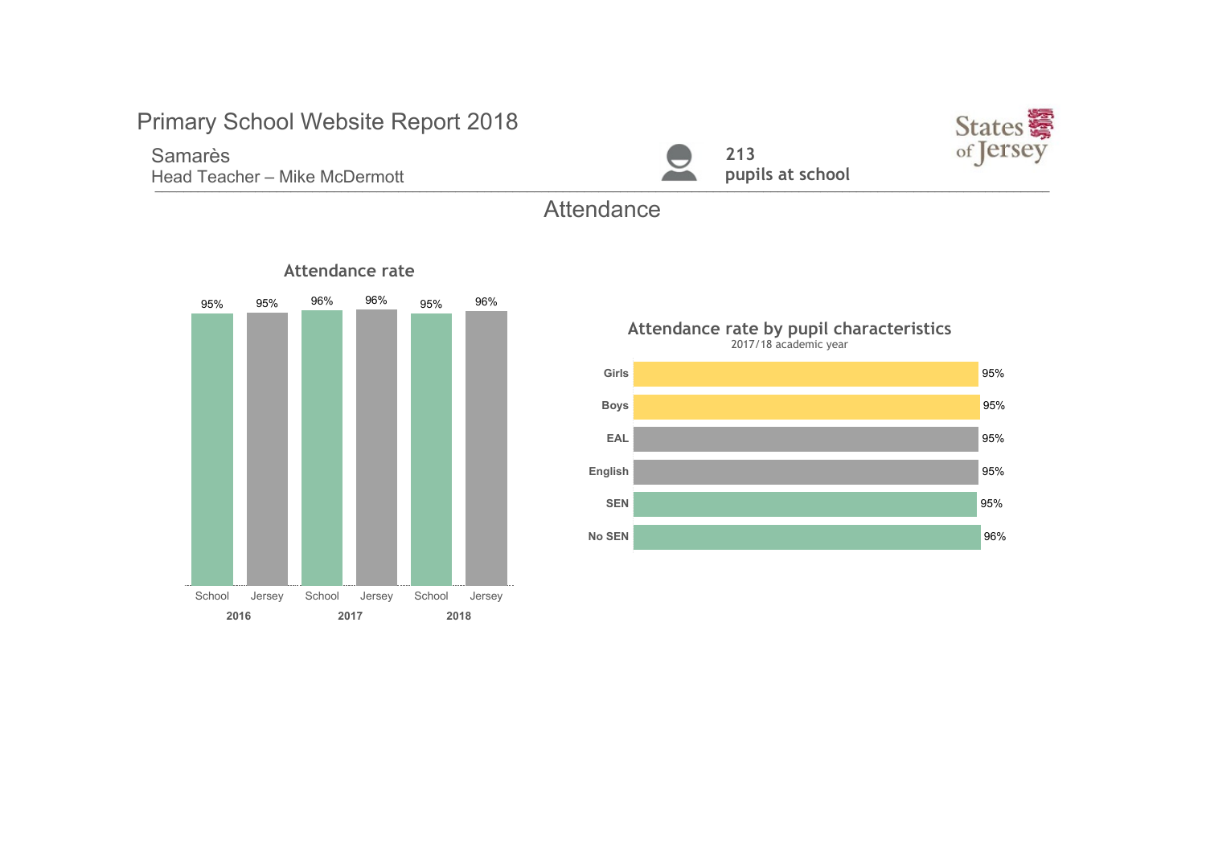# Primary School Website Report 2018

## Samarès

Head Teacher – Mike McDermott

**213**
**pupils at school**

## Attendance

### Attendance rate

| Year | School | Jersey |
|---|---|---|
| 2016 | 95% | 95% |
| 2017 | 96% | 96% |
| 2018 | 95% | 96% |

### Attendance rate by pupil characteristics

2017/18 academic year

| Characteristic | Attendance rate |
|---|---|
| Girls | 95% |
| Boys | 95% |
| EAL | 95% |
| English | 95% |
| SEN | 95% |
| No SEN | 96% |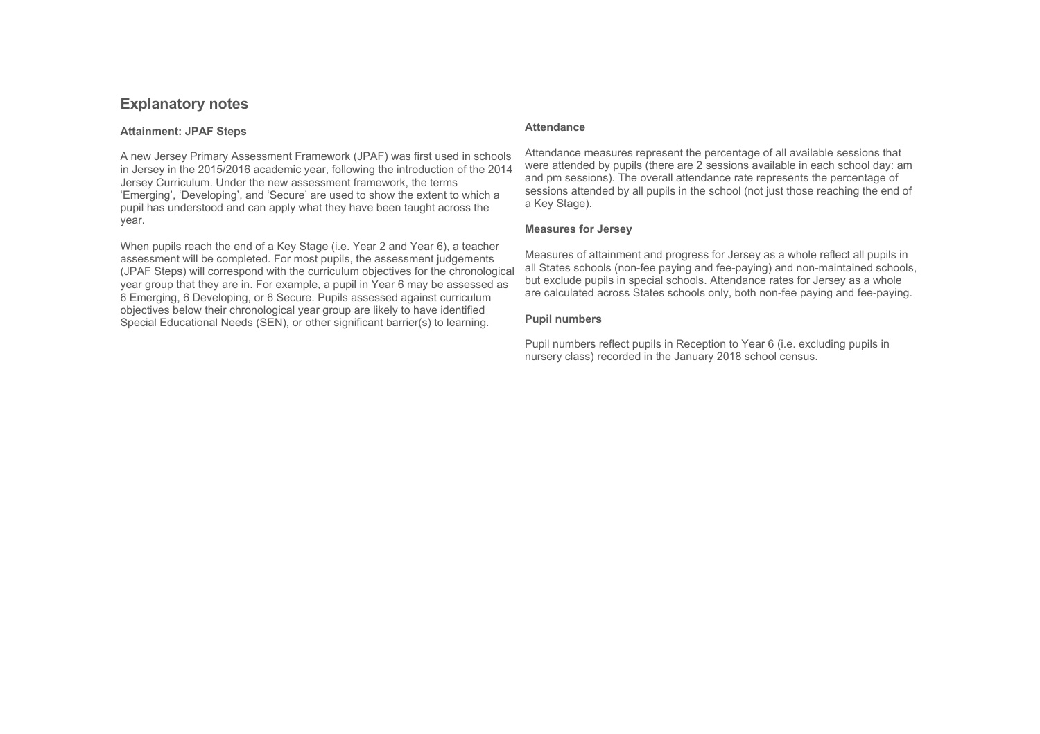## Explanatory notes

### Attainment: JPAF Steps

A new Jersey Primary Assessment Framework (JPAF) was first used in schools in Jersey in the 2015/2016 academic year, following the introduction of the 2014 Jersey Curriculum. Under the new assessment framework, the terms 'Emerging', 'Developing', and 'Secure' are used to show the extent to which a pupil has understood and can apply what they have been taught across the year.

When pupils reach the end of a Key Stage (i.e. Year 2 and Year 6), a teacher assessment will be completed. For most pupils, the assessment judgements (JPAF Steps) will correspond with the curriculum objectives for the chronological year group that they are in. For example, a pupil in Year 6 may be assessed as 6 Emerging, 6 Developing, or 6 Secure. Pupils assessed against curriculum objectives below their chronological year group are likely to have identified Special Educational Needs (SEN), or other significant barrier(s) to learning.

### Attendance

Attendance measures represent the percentage of all available sessions that were attended by pupils (there are 2 sessions available in each school day: am and pm sessions). The overall attendance rate represents the percentage of sessions attended by all pupils in the school (not just those reaching the end of a Key Stage).

### Measures for Jersey

Measures of attainment and progress for Jersey as a whole reflect all pupils in all States schools (non-fee paying and fee-paying) and non-maintained schools, but exclude pupils in special schools. Attendance rates for Jersey as a whole are calculated across States schools only, both non-fee paying and fee-paying.

### Pupil numbers

Pupil numbers reflect pupils in Reception to Year 6 (i.e. excluding pupils in nursery class) recorded in the January 2018 school census.